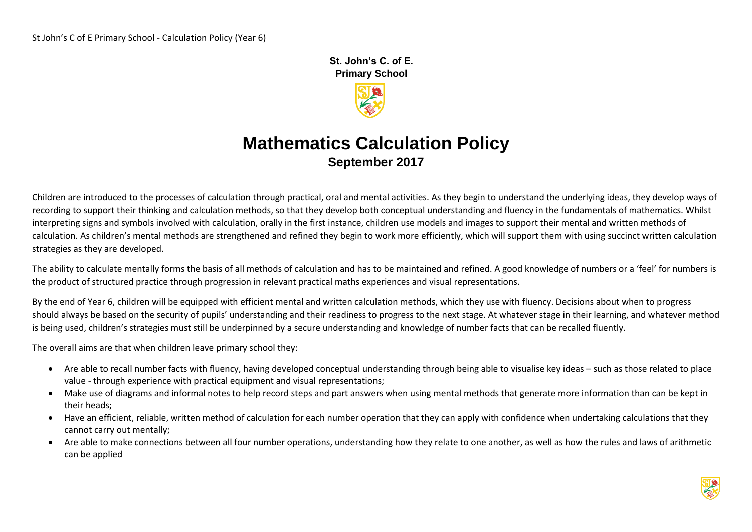**St. John's C. of E.**
**Primary School**

# Mathematics Calculation Policy

## September 2017

Children are introduced to the processes of calculation through practical, oral and mental activities. As they begin to understand the underlying ideas, they develop ways of recording to support their thinking and calculation methods, so that they develop both conceptual understanding and fluency in the fundamentals of mathematics. Whilst interpreting signs and symbols involved with calculation, orally in the first instance, children use models and images to support their mental and written methods of calculation. As children's mental methods are strengthened and refined they begin to work more efficiently, which will support them with using succinct written calculation strategies as they are developed.

The ability to calculate mentally forms the basis of all methods of calculation and has to be maintained and refined. A good knowledge of numbers or a 'feel' for numbers is the product of structured practice through progression in relevant practical maths experiences and visual representations.

By the end of Year 6, children will be equipped with efficient mental and written calculation methods, which they use with fluency. Decisions about when to progress should always be based on the security of pupils' understanding and their readiness to progress to the next stage. At whatever stage in their learning, and whatever method is being used, children's strategies must still be underpinned by a secure understanding and knowledge of number facts that can be recalled fluently.

The overall aims are that when children leave primary school they:

- Are able to recall number facts with fluency, having developed conceptual understanding through being able to visualise key ideas – such as those related to place value - through experience with practical equipment and visual representations;
- Make use of diagrams and informal notes to help record steps and part answers when using mental methods that generate more information than can be kept in their heads;
- Have an efficient, reliable, written method of calculation for each number operation that they can apply with confidence when undertaking calculations that they cannot carry out mentally;
- Are able to make connections between all four number operations, understanding how they relate to one another, as well as how the rules and laws of arithmetic can be applied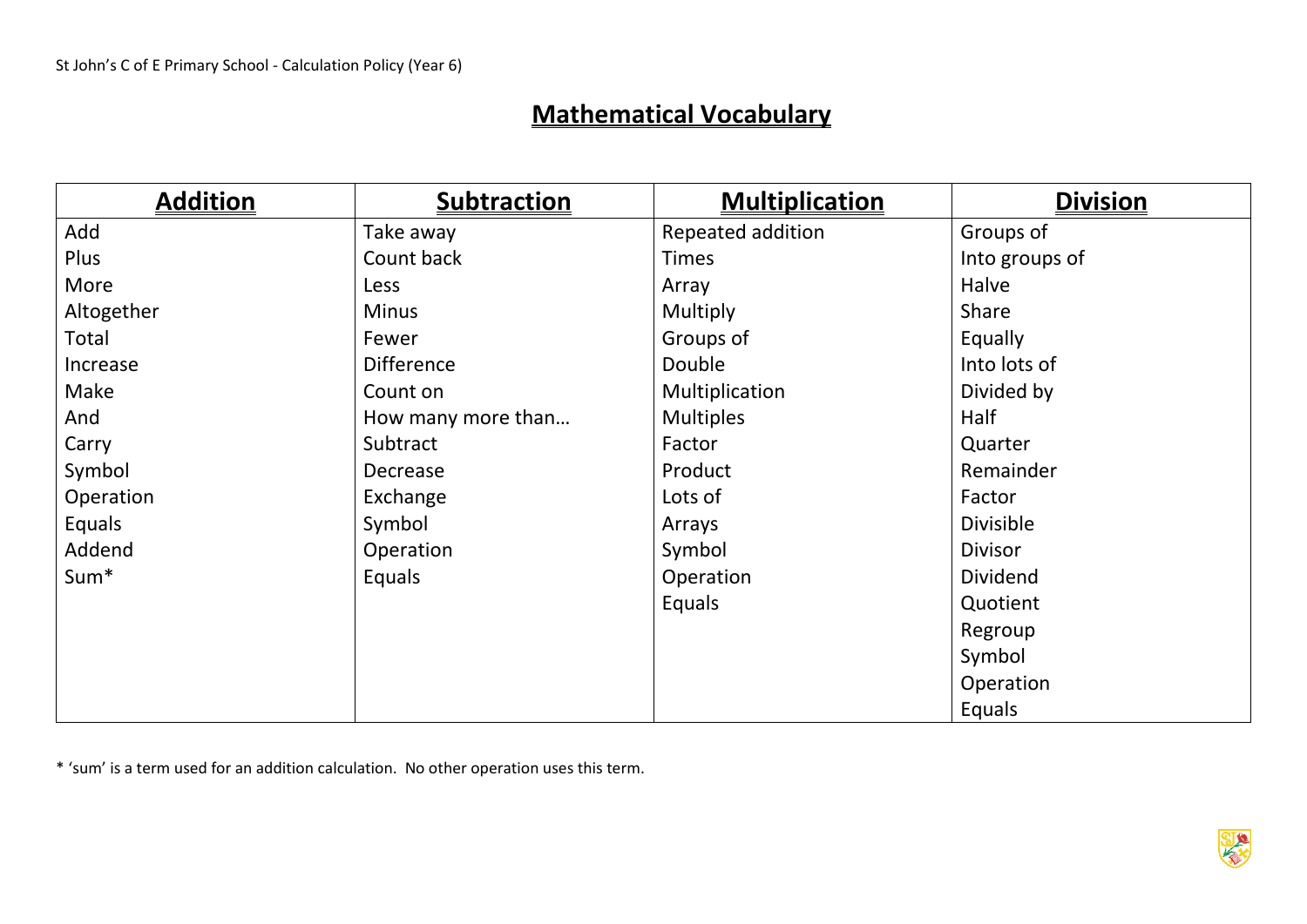# Mathematical Vocabulary

| Addition | Subtraction | Multiplication | Division |
|---|---|---|---|
| Add | Take away | Repeated addition | Groups of |
| Plus | Count back | Times | Into groups of |
| More | Less | Array | Halve |
| Altogether | Minus | Multiply | Share |
| Total | Fewer | Groups of | Equally |
| Increase | Difference | Double | Into lots of |
| Make | Count on | Multiplication | Divided by |
| And | How many more than… | Multiples | Half |
| Carry | Subtract | Factor | Quarter |
| Symbol | Decrease | Product | Remainder |
| Operation | Exchange | Lots of | Factor |
| Equals | Symbol | Arrays | Divisible |
| Addend | Operation | Symbol | Divisor |
| Sum* | Equals | Operation | Dividend |
| | | Equals | Quotient |
| | | | Regroup |
| | | | Symbol |
| | | | Operation |
| | | | Equals |

* 'sum' is a term used for an addition calculation. No other operation uses this term.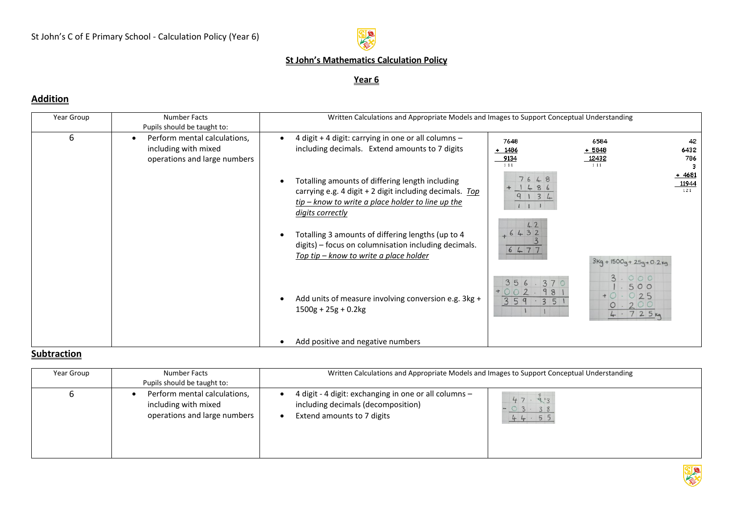## St John's Mathematics Calculation Policy

### Year 6

## Addition

| Year Group | Number Facts<br>Pupils should be taught to: | Written Calculations and Appropriate Models and Images to Support Conceptual Understanding | |
|---|---|---|---|
| 6 | • Perform mental calculations, including with mixed operations and large numbers | • 4 digit + 4 digit: carrying in one or all columns – including decimals. Extend amounts to 7 digits<br><br>• Totalling amounts of differing length including carrying e.g. 4 digit + 2 digit including decimals. *Top tip – know to write a place holder to line up the digits correctly*<br><br>• Totalling 3 amounts of differing lengths (up to 4 digits) – focus on columnisation including decimals. *Top tip – know to write a place holder*<br><br>• Add units of measure involving conversion e.g. 3kg + 1500g + 25g + 0.2kg<br><br>• Add positive and negative numbers | 7648 + 1486 = 9134<br>6584 + 5848 = 12432<br>42 + 6432 + 786 + 3 + 4681 = 11944<br>42 + 6432 + 3 = 6477<br>356.370 + 002.981 = 359.351<br>3kg + 1500g + 25g + 0.2kg: 3.000 + 1.500 + 0.025 + 0.200 = 4.725kg |

## Subtraction

| Year Group | Number Facts<br>Pupils should be taught to: | Written Calculations and Appropriate Models and Images to Support Conceptual Understanding | |
|---|---|---|---|
| 6 | • Perform mental calculations, including with mixed operations and large numbers | • 4 digit - 4 digit: exchanging in one or all columns – including decimals (decomposition)<br>• Extend amounts to 7 digits | 47.93 − 03.38 = 44.55 |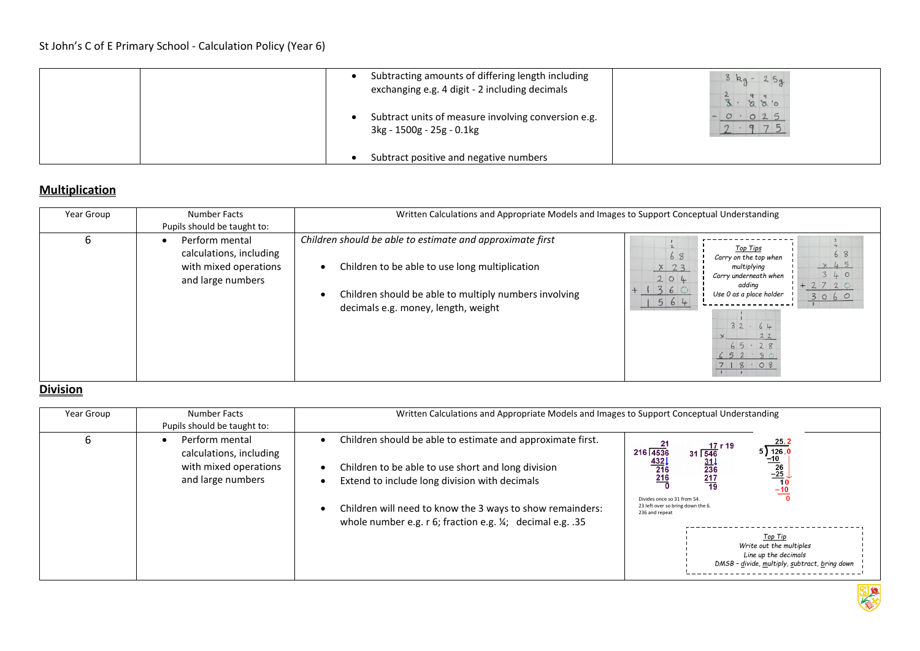St John's C of E Primary School - Calculation Policy (Year 6)

| | | | |
|---|---|---|---|
| | | • Subtracting amounts of differing length including exchanging e.g. 4 digit - 2 including decimals<br><br>• Subtract units of measure involving conversion e.g. 3kg - 1500g - 25g - 0.1kg<br><br>• Subtract positive and negative numbers | 3 kg - 25g<br>3 . 0 0 0<br>- 0 . 0 2 5<br>2 . 9 7 5 |

## Multiplication

| Year Group | Number Facts<br>Pupils should be taught to: | Written Calculations and Appropriate Models and Images to Support Conceptual Understanding | |
|---|---|---|---|
| 6 | • Perform mental calculations, including with mixed operations and large numbers | *Children should be able to estimate and approximate first*<br><br>• Children to be able to use long multiplication<br><br>• Children should be able to multiply numbers involving decimals e.g. money, length, weight | 68 × 23: 204 + 1360 = 1564<br><br>*Top Tips*<br>*Carry on the top when multiplying*<br>*Carry underneath when adding*<br>*Use 0 as a place holder*<br><br>68 × 45: 340 + 2720 = 3060<br><br>32.64 × 22: 65.28 + 652.80 = 718.08 |

## Division

| Year Group | Number Facts<br>Pupils should be taught to: | Written Calculations and Appropriate Models and Images to Support Conceptual Understanding | |
|---|---|---|---|
| 6 | • Perform mental calculations, including with mixed operations and large numbers | • Children should be able to estimate and approximate first.<br><br>• Children to be able to use short and long division<br>• Extend to include long division with decimals<br><br>• Children will need to know the 3 ways to show remainders: whole number e.g. r 6; fraction e.g. ¼; decimal e.g. .35 | 4536 ÷ 216 = 21: 432, 216, 216, 0<br><br>546 ÷ 31 = 17 r 19: 31, 236, 217, 19<br>Divides once so 31 from 54. 23 left over so bring down the 6. 236 and repeat<br><br>126.0 ÷ 5 = 25.2: −10, 26, −25, 10, −10, 0<br><br>*Top Tip*<br>*Write out the multiples*<br>*Line up the decimals*<br>*DMSB - divide, multiply, subtract, bring down* |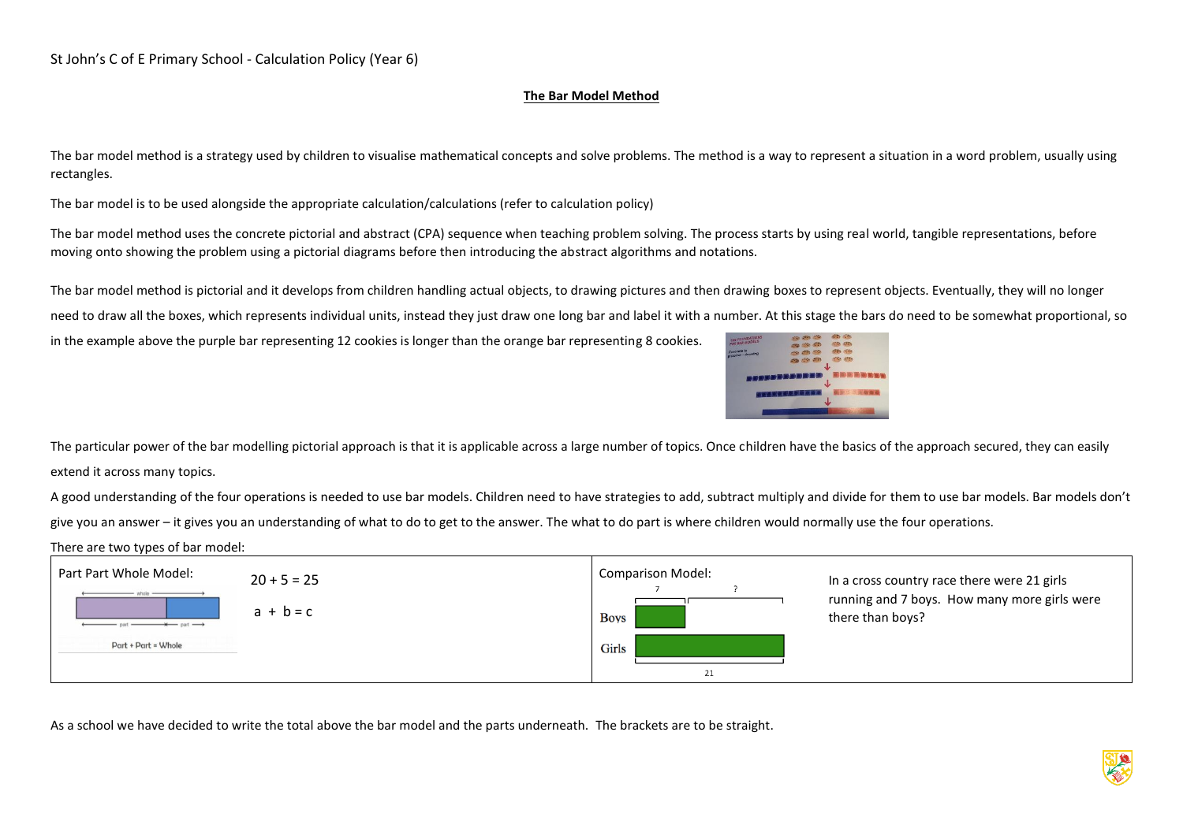St John's C of E Primary School - Calculation Policy (Year 6)

## The Bar Model Method

The bar model method is a strategy used by children to visualise mathematical concepts and solve problems. The method is a way to represent a situation in a word problem, usually using rectangles.

The bar model is to be used alongside the appropriate calculation/calculations (refer to calculation policy)

The bar model method uses the concrete pictorial and abstract (CPA) sequence when teaching problem solving. The process starts by using real world, tangible representations, before moving onto showing the problem using a pictorial diagrams before then introducing the abstract algorithms and notations.

The bar model method is pictorial and it develops from children handling actual objects, to drawing pictures and then drawing boxes to represent objects. Eventually, they will no longer need to draw all the boxes, which represents individual units, instead they just draw one long bar and label it with a number. At this stage the bars do need to be somewhat proportional, so in the example above the purple bar representing 12 cookies is longer than the orange bar representing 8 cookies.

The particular power of the bar modelling pictorial approach is that it is applicable across a large number of topics. Once children have the basics of the approach secured, they can easily extend it across many topics.

A good understanding of the four operations is needed to use bar models. Children need to have strategies to add, subtract multiply and divide for them to use bar models. Bar models don't give you an answer – it gives you an understanding of what to do to get to the answer. The what to do part is where children would normally use the four operations.

There are two types of bar model:

| | |
|---|---|
| Part Part Whole Model:<br>whole<br>part part<br>Part + Part = Whole<br>$20 + 5 = 25$<br>$a + b = c$ | Comparison Model:<br>7 ?<br>Boys<br>Girls<br>21<br>In a cross country race there were 21 girls running and 7 boys. How many more girls were there than boys? |

As a school we have decided to write the total above the bar model and the parts underneath. The brackets are to be straight.